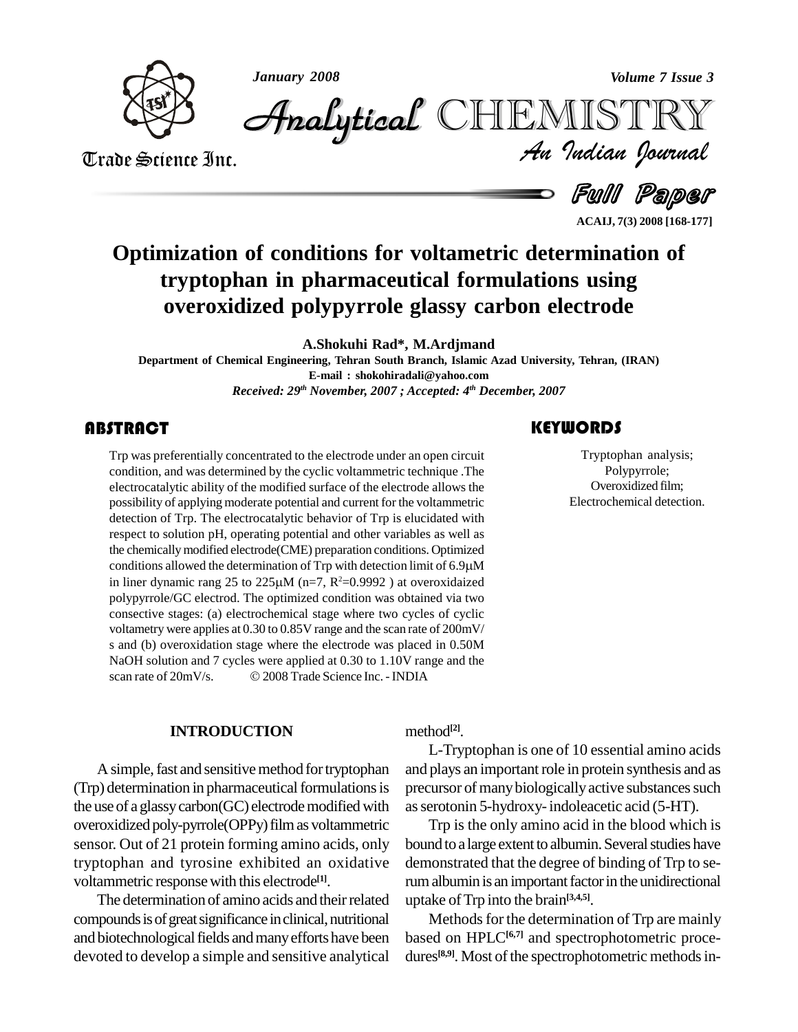# Optimization of conditions for voltametric determination of tryptophan in pharmaceutical formulations using overoxidized polypyrrole glassy carbon electrode

**A.Shokuhi Rad\*, M.Ardjmand**

**Department of Chemical Engineering, Tehran South Branch, Islamic Azad University, Tehran, (IRAN)**

**E-mail : shokohiradali@yahoo.com**

***Received: 29th November, 2007 ; Accepted: 4th December, 2007***

## ABSTRACT

Trp was preferentially concentrated to the electrode under an open circuit condition, and was determined by the cyclic voltammetric technique .The electrocatalytic ability of the modified surface of the electrode allows the possibility of applying moderate potential and current for the voltammetric detection of Trp. The electrocatalytic behavior of Trp is elucidated with respect to solution pH, operating potential and other variables as well as the chemically modified electrode(CME) preparation conditions. Optimized conditions allowed the determination of Trp with detection limit of 6.9μM in liner dynamic rang 25 to 225μM (n=7, $R^2$=0.9992 ) at overoxidaized polypyrrole/GC electrod. The optimized condition was obtained via two consective stages: (a) electrochemical stage where two cycles of cyclic voltametry were applies at 0.30 to 0.85V range and the scan rate of 200mV/s and (b) overoxidation stage where the electrode was placed in 0.50M NaOH solution and 7 cycles were applied at 0.30 to 1.10V range and the scan rate of 20mV/s. © 2008 Trade Science Inc. - INDIA

## KEYWORDS

Tryptophan analysis;
Polypyrrole;
Overoxidized film;
Electrochemical detection.

## INTRODUCTION

A simple, fast and sensitive method for tryptophan (Trp) determination in pharmaceutical formulations is the use of a glassy carbon(GC) electrode modified with overoxidized poly-pyrrole(OPPy) film as voltammetric sensor. Out of 21 protein forming amino acids, only tryptophan and tyrosine exhibited an oxidative voltammetric response with this electrode[1].

The determination of amino acids and their related compounds is of great significance in clinical, nutritional and biotechnological fields and many efforts have been devoted to develop a simple and sensitive analytical method[2].

L-Tryptophan is one of 10 essential amino acids and plays an important role in protein synthesis and as precursor of many biologically active substances such as serotonin 5-hydroxy- indoleacetic acid (5-HT).

Trp is the only amino acid in the blood which is bound to a large extent to albumin. Several studies have demonstrated that the degree of binding of Trp to serum albumin is an important factor in the unidirectional uptake of Trp into the brain[3,4,5].

Methods for the determination of Trp are mainly based on HPLC[6,7] and spectrophotometric procedures[8,9]. Most of the spectrophotometric methods in-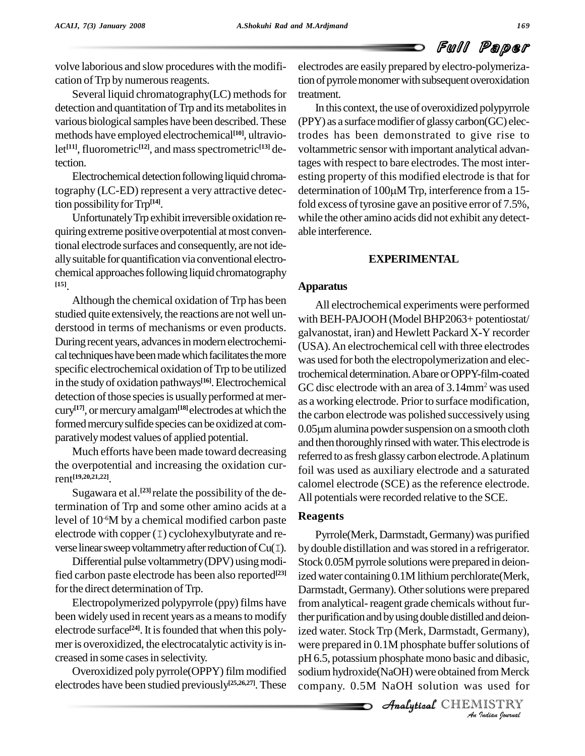volve laborious and slow procedures with the modification of Trp by numerous reagents.

Several liquid chromatography(LC) methods for detection and quantitation of Trp and its metabolites in various biological samples have been described. These methods have employed electrochemical[10], ultraviolet[11], fluorometric[12], and mass spectrometric[13] detection.

Electrochemical detection following liquid chromatography (LC-ED) represent a very attractive detection possibility for Trp[14].

Unfortunately Trp exhibit irreversible oxidation requiring extreme positive overpotential at most conventional electrode surfaces and consequently, are not ideally suitable for quantification via conventional electrochemical approaches following liquid chromatography [15].

Although the chemical oxidation of Trp has been studied quite extensively, the reactions are not well understood in terms of mechanisms or even products. During recent years, advances in modern electrochemical techniques have been made which facilitates the more specific electrochemical oxidation of Trp to be utilized in the study of oxidation pathways[16]. Electrochemical detection of those species is usually performed at mercury[17], or mercury amalgam[18] electrodes at which the formed mercury sulfide species can be oxidized at comparatively modest values of applied potential.

Much efforts have been made toward decreasing the overpotential and increasing the oxidation current[19,20,21,22].

Sugawara et al.[23] relate the possibility of the determination of Trp and some other amino acids at a level of $10^{-6}$M by a chemical modified carbon paste electrode with copper (I) cyclohexylbutyrate and reverse linear sweep voltammetry after reduction of Cu(I).

Differential pulse voltammetry (DPV) using modified carbon paste electrode has been also reported[23] for the direct determination of Trp.

Electropolymerized polypyrrole (ppy) films have been widely used in recent years as a means to modify electrode surface[24]. It is founded that when this polymer is overoxidized, the electrocatalytic activity is increased in some cases in selectivity.

Overoxidized poly pyrrole(OPPY) film modified electrodes have been studied previously[25,26,27]. These electrodes are easily prepared by electro-polymerization of pyrrole monomer with subsequent overoxidation treatment.

In this context, the use of overoxidized polypyrrole (PPY) as a surface modifier of glassy carbon(GC) electrodes has been demonstrated to give rise to voltammetric sensor with important analytical advantages with respect to bare electrodes. The most interesting property of this modified electrode is that for determination of 100μM Trp, interference from a 15-fold excess of tyrosine gave an positive error of 7.5%, while the other amino acids did not exhibit any detectable interference.

## EXPERIMENTAL

### Apparatus

All electrochemical experiments were performed with BEH-PAJOOH (Model BHP2063+ potentiostat/galvanostat, iran) and Hewlett Packard X-Y recorder (USA). An electrochemical cell with three electrodes was used for both the electropolymerization and electrochemical determination. A bare or OPPY-film-coated GC disc electrode with an area of 3.14mm$^2$ was used as a working electrode. Prior to surface modification, the carbon electrode was polished successively using 0.05μm alumina powder suspension on a smooth cloth and then thoroughly rinsed with water. This electrode is referred to as fresh glassy carbon electrode. A platinum foil was used as auxiliary electrode and a saturated calomel electrode (SCE) as the reference electrode. All potentials were recorded relative to the SCE.

### Reagents

Pyrrole(Merk, Darmstadt, Germany) was purified by double distillation and was stored in a refrigerator. Stock 0.05M pyrrole solutions were prepared in deionized water containing 0.1M lithium perchlorate(Merk, Darmstadt, Germany). Other solutions were prepared from analytical- reagent grade chemicals without further purification and by using double distilled and deionized water. Stock Trp (Merk, Darmstadt, Germany), were prepared in 0.1M phosphate buffer solutions of pH 6.5, potassium phosphate mono basic and dibasic, sodium hydroxide(NaOH) were obtained from Merck company. 0.5M NaOH solution was used for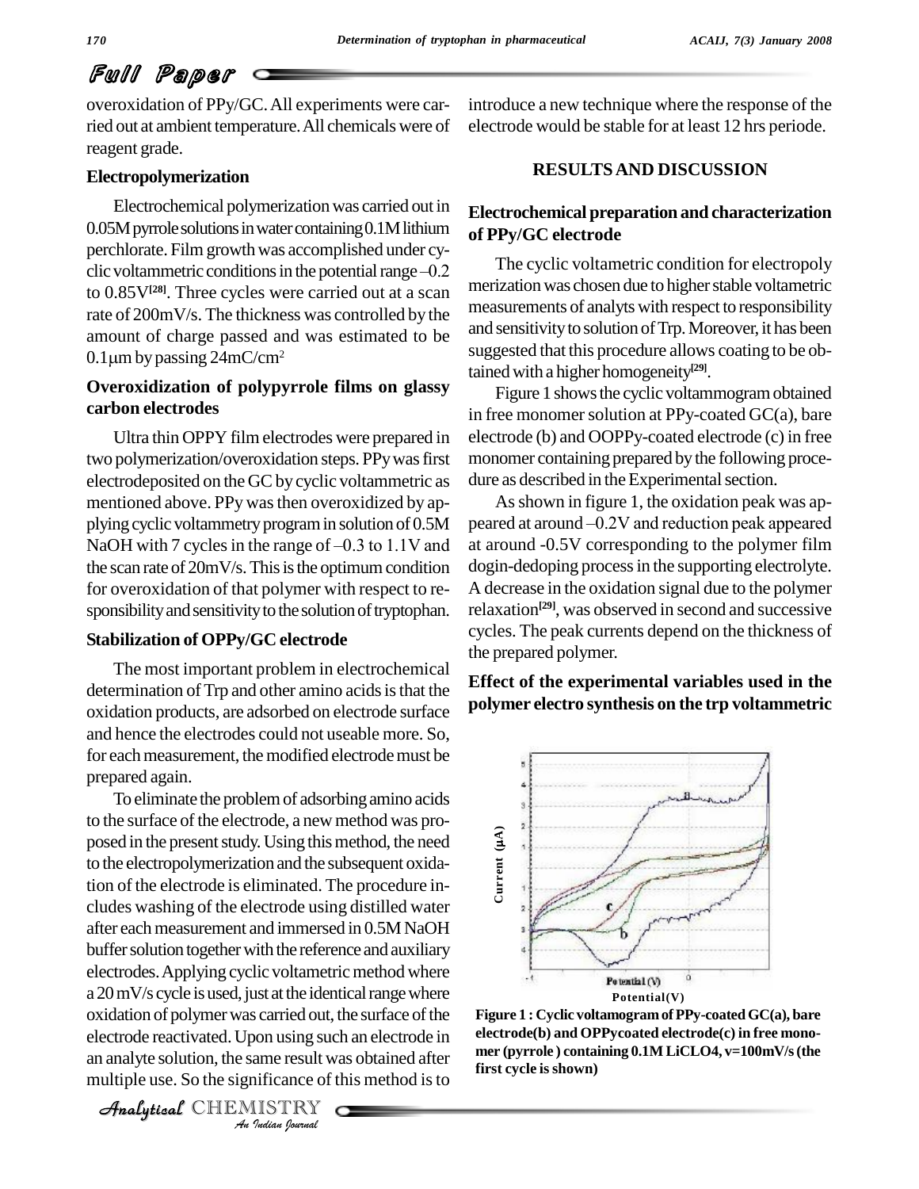overoxidation of PPy/GC. All experiments were carried out at ambient temperature. All chemicals were of reagent grade.

### Electropolymerization

Electrochemical polymerization was carried out in 0.05M pyrrole solutions in water containing 0.1M lithium perchlorate. Film growth was accomplished under cyclic voltammetric conditions in the potential range –0.2 to 0.85V[28]. Three cycles were carried out at a scan rate of 200mV/s. The thickness was controlled by the amount of charge passed and was estimated to be 0.1µm by passing 24mC/cm$^2$

### Overoxidization of polypyrrole films on glassy carbon electrodes

Ultra thin OPPY film electrodes were prepared in two polymerization/overoxidation steps. PPy was first electrodeposited on the GC by cyclic voltammetric as mentioned above. PPy was then overoxidized by applying cyclic voltammetry program in solution of 0.5M NaOH with 7 cycles in the range of –0.3 to 1.1V and the scan rate of 20mV/s. This is the optimum condition for overoxidation of that polymer with respect to responsibility and sensitivity to the solution of tryptophan.

### Stabilization of OPPy/GC electrode

The most important problem in electrochemical determination of Trp and other amino acids is that the oxidation products, are adsorbed on electrode surface and hence the electrodes could not useable more. So, for each measurement, the modified electrode must be prepared again.

To eliminate the problem of adsorbing amino acids to the surface of the electrode, a new method was proposed in the present study. Using this method, the need to the electropolymerization and the subsequent oxidation of the electrode is eliminated. The procedure includes washing of the electrode using distilled water after each measurement and immersed in 0.5M NaOH buffer solution together with the reference and auxiliary electrodes. Applying cyclic voltammetric method where a 20 mV/s cycle is used, just at the identical range where oxidation of polymer was carried out, the surface of the electrode reactivated. Upon using such an electrode in an analyte solution, the same result was obtained after multiple use. So the significance of this method is to introduce a new technique where the response of the electrode would be stable for at least 12 hrs periode.

## RESULTS AND DISCUSSION

### Electrochemical preparation and characterization of PPy/GC electrode

The cyclic voltametric condition for electropoly merization was chosen due to higher stable voltametric measurements of analyts with respect to responsibility and sensitivity to solution of Trp. Moreover, it has been suggested that this procedure allows coating to be obtained with a higher homogeneity[29].

Figure 1 shows the cyclic voltammogram obtained in free monomer solution at PPy-coated GC(a), bare electrode (b) and OOPPy-coated electrode (c) in free monomer containing prepared by the following procedure as described in the Experimental section.

As shown in figure 1, the oxidation peak was appeared at around –0.2V and reduction peak appeared at around -0.5V corresponding to the polymer film dogin-dedoping process in the supporting electrolyte. A decrease in the oxidation signal due to the polymer relaxation[29], was observed in second and successive cycles. The peak currents depend on the thickness of the prepared polymer.

### Effect of the experimental variables used in the polymer electro synthesis on the trp voltammetric

**Figure 1 : Cyclic voltamogram of PPy-coated GC(a), bare electrode(b) and OPPycoated electrode(c) in free monomer (pyrrole ) containing 0.1M LiCLO4, v=100mV/s (the first cycle is shown)**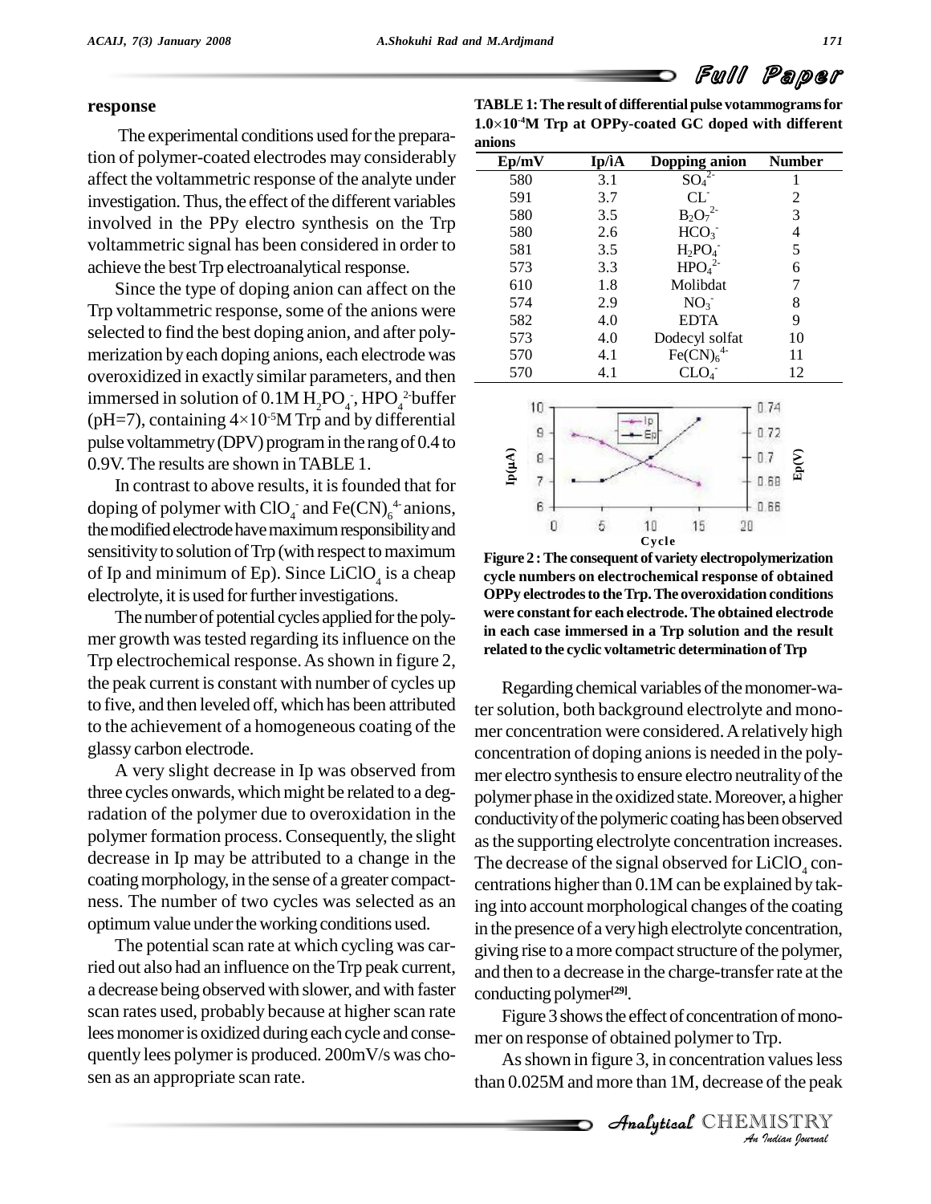### response

The experimental conditions used for the preparation of polymer-coated electrodes may considerably affect the voltammetric response of the analyte under investigation. Thus, the effect of the different variables involved in the PPy electro synthesis on the Trp voltammetric signal has been considered in order to achieve the best Trp electroanalytical response.

Since the type of doping anion can affect on the Trp voltammetric response, some of the anions were selected to find the best doping anion, and after polymerization by each doping anions, each electrode was overoxidized in exactly similar parameters, and then immersed in solution of 0.1M $H_2PO_4^-$, $HPO_4^{2-}$ buffer (pH=7), containing $4\times10^{-5}$M Trp and by differential pulse voltammetry (DPV) program in the rang of 0.4 to 0.9V. The results are shown in TABLE 1.

In contrast to above results, it is founded that for doping of polymer with $ClO_4^-$ and $Fe(CN)_6^{4-}$ anions, the modified electrode have maximum responsibility and sensitivity to solution of Trp (with respect to maximum of Ip and minimum of Ep). Since $LiClO_4$ is a cheap electrolyte, it is used for further investigations.

The number of potential cycles applied for the polymer growth was tested regarding its influence on the Trp electrochemical response. As shown in figure 2, the peak current is constant with number of cycles up to five, and then leveled off, which has been attributed to the achievement of a homogeneous coating of the glassy carbon electrode.

A very slight decrease in Ip was observed from three cycles onwards, which might be related to a degradation of the polymer due to overoxidation in the polymer formation process. Consequently, the slight decrease in Ip may be attributed to a change in the coating morphology, in the sense of a greater compactness. The number of two cycles was selected as an optimum value under the working conditions used.

The potential scan rate at which cycling was carried out also had an influence on the Trp peak current, a decrease being observed with slower, and with faster scan rates used, probably because at higher scan rate lees monomer is oxidized during each cycle and consequently lees polymer is produced. 200mV/s was chosen as an appropriate scan rate.

**TABLE 1: The result of differential pulse votammograms for $1.0\times10^{-4}$M Trp at OPPy-coated GC doped with different anions**

| Ep/mV | Ip/iA | Dopping anion | Number |
|---|---|---|---|
| 580 | 3.1 | $SO_4^{2-}$ | 1 |
| 591 | 3.7 | $CL^-$ | 2 |
| 580 | 3.5 | $B_2O_7^{2-}$ | 3 |
| 580 | 2.6 | $HCO_3^-$ | 4 |
| 581 | 3.5 | $H_2PO_4^-$ | 5 |
| 573 | 3.3 | $HPO_4^{2-}$ | 6 |
| 610 | 1.8 | Molibdat | 7 |
| 574 | 2.9 | $NO_3^-$ | 8 |
| 582 | 4.0 | EDTA | 9 |
| 573 | 4.0 | Dodecyl solfat | 10 |
| 570 | 4.1 | $Fe(CN)_6^{4-}$ | 11 |
| 570 | 4.1 | $CLO_4^-$ | 12 |

**Figure 2 : The consequent of variety electropolymerization cycle numbers on electrochemical response of obtained OPPy electrodes to the Trp. The overoxidation conditions were constant for each electrode. The obtained electrode in each case immersed in a Trp solution and the result related to the cyclic voltametric determination of Trp**

Regarding chemical variables of the monomer-water solution, both background electrolyte and monomer concentration were considered. A relatively high concentration of doping anions is needed in the polymer electro synthesis to ensure electro neutrality of the polymer phase in the oxidized state. Moreover, a higher conductivity of the polymeric coating has been observed as the supporting electrolyte concentration increases. The decrease of the signal observed for $LiClO_4$ concentrations higher than 0.1M can be explained by taking into account morphological changes of the coating in the presence of a very high electrolyte concentration, giving rise to a more compact structure of the polymer, and then to a decrease in the charge-transfer rate at the conducting polymer[29].

Figure 3 shows the effect of concentration of monomer on response of obtained polymer to Trp.

As shown in figure 3, in concentration values less than 0.025M and more than 1M, decrease of the peak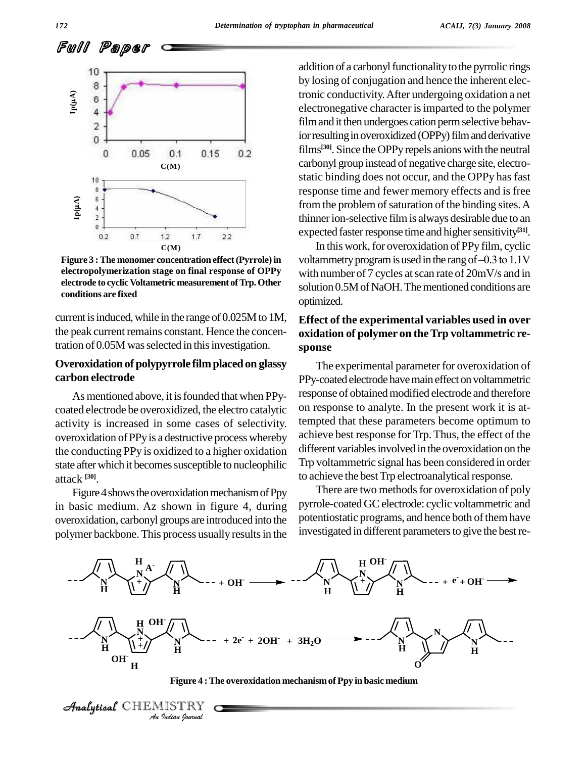Figure 3 : The monomer concentration effect (Pyrrole) in electropolymerization stage on final response of OPPy electrode to cyclic Voltametric measurement of Trp. Other conditions are fixed

current is induced, while in the range of 0.025M to 1M, the peak current remains constant. Hence the concentration of 0.05M was selected in this investigation.

## Overoxidation of polypyrrole film placed on glassy carbon electrode

As mentioned above, it is founded that when PPy-coated electrode be overoxidized, the electro catalytic activity is increased in some cases of selectivity. overoxidation of PPy is a destructive process whereby the conducting PPy is oxidized to a higher oxidation state after which it becomes susceptible to nucleophilic attack [30].

Figure 4 shows the overoxidation mechanism of Ppy in basic medium. Az shown in figure 4, during overoxidation, carbonyl groups are introduced into the polymer backbone. This process usually results in the addition of a carbonyl functionality to the pyrrolic rings by losing of conjugation and hence the inherent electronic conductivity. After undergoing oxidation a net electronegative character is imparted to the polymer film and it then undergoes cation perm selective behavior resulting in overoxidized (OPPy) film and derivative films[30]. Since the OPPy repels anions with the neutral carbonyl group instead of negative charge site, electrostatic binding does not occur, and the OPPy has fast response time and fewer memory effects and is free from the problem of saturation of the binding sites. A thinner ion-selective film is always desirable due to an expected faster response time and higher sensitivity[31].

In this work, for overoxidation of PPy film, cyclic voltammetry program is used in the rang of –0.3 to 1.1V with number of 7 cycles at scan rate of 20mV/s and in solution 0.5M of NaOH. The mentioned conditions are optimized.

## Effect of the experimental variables used in over oxidation of polymer on the Trp voltammetric response

The experimental parameter for overoxidation of PPy-coated electrode have main effect on voltammetric response of obtained modified electrode and therefore on response to analyte. In the present work it is attempted that these parameters become optimum to achieve best response for Trp. Thus, the effect of the different variables involved in the overoxidation on the Trp voltammetric signal has been considered in order to achieve the best Trp electroanalytical response.

There are two methods for overoxidation of poly pyrrole-coated GC electrode: cyclic voltammetric and potentiostatic programs, and hence both of them have investigated in different parameters to give the best re-

Figure 4 : The overoxidation mechanism of Ppy in basic medium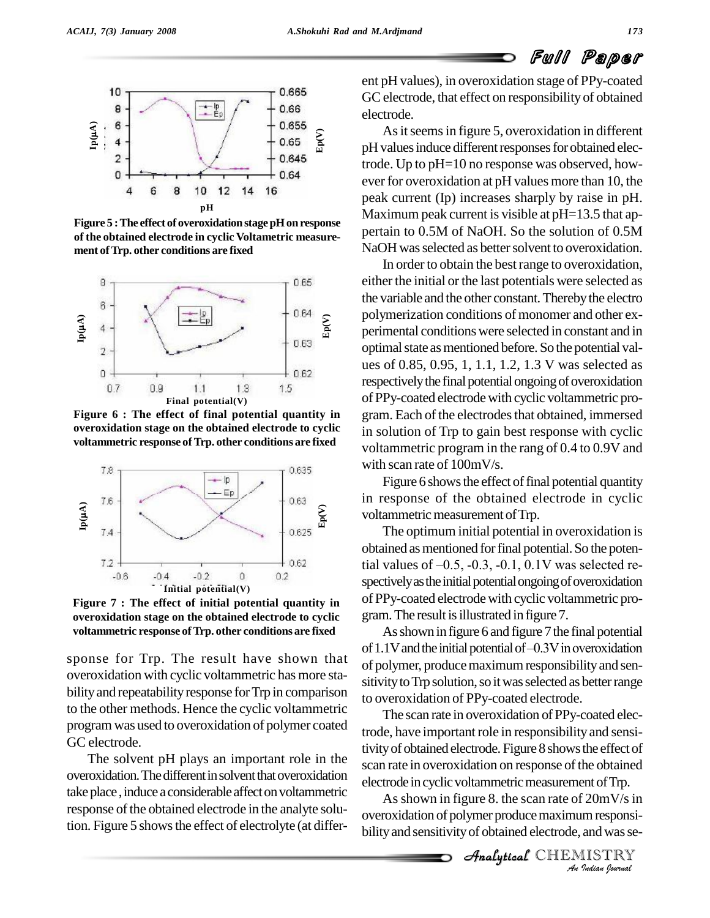**Figure 5 : The effect of overoxidation stage pH on response of the obtained electrode in cyclic Voltametric measurement of Trp. other conditions are fixed**

**Figure 6 : The effect of final potential quantity in overoxidation stage on the obtained electrode to cyclic voltammetric response of Trp. other conditions are fixed**

**Figure 7 : The effect of initial potential quantity in overoxidation stage on the obtained electrode to cyclic voltammetric response of Trp. other conditions are fixed**

sponse for Trp. The result have shown that overoxidation with cyclic voltammetric has more stability and repeatability response for Trp in comparison to the other methods. Hence the cyclic voltammetric program was used to overoxidation of polymer coated GC electrode.

The solvent pH plays an important role in the overoxidation. The different in solvent that overoxidation take place , induce a considerable affect on voltammetric response of the obtained electrode in the analyte solution. Figure 5 shows the effect of electrolyte (at different pH values), in overoxidation stage of PPy-coated GC electrode, that effect on responsibility of obtained electrode.

As it seems in figure 5, overoxidation in different pH values induce different responses for obtained electrode. Up to pH=10 no response was observed, however for overoxidation at pH values more than 10, the peak current (Ip) increases sharply by raise in pH. Maximum peak current is visible at pH=13.5 that appertain to 0.5M of NaOH. So the solution of 0.5M NaOH was selected as better solvent to overoxidation.

In order to obtain the best range to overoxidation, either the initial or the last potentials were selected as the variable and the other constant. Thereby the electro polymerization conditions of monomer and other experimental conditions were selected in constant and in optimal state as mentioned before. So the potential values of 0.85, 0.95, 1, 1.1, 1.2, 1.3 V was selected as respectively the final potential ongoing of overoxidation of PPy-coated electrode with cyclic voltammetric program. Each of the electrodes that obtained, immersed in solution of Trp to gain best response with cyclic voltammetric program in the rang of 0.4 to 0.9V and with scan rate of 100mV/s.

Figure 6 shows the effect of final potential quantity in response of the obtained electrode in cyclic voltammetric measurement of Trp.

The optimum initial potential in overoxidation is obtained as mentioned for final potential. So the potential values of –0.5, -0.3, -0.1, 0.1V was selected respectively as the initial potential ongoing of overoxidation of PPy-coated electrode with cyclic voltammetric program. The result is illustrated in figure 7.

As shown in figure 6 and figure 7 the final potential of 1.1V and the initial potential of –0.3V in overoxidation of polymer, produce maximum responsibility and sensitivity to Trp solution, so it was selected as better range to overoxidation of PPy-coated electrode.

The scan rate in overoxidation of PPy-coated electrode, have important role in responsibility and sensitivity of obtained electrode. Figure 8 shows the effect of scan rate in overoxidation on response of the obtained electrode in cyclic voltammetric measurement of Trp.

As shown in figure 8. the scan rate of 20mV/s in overoxidation of polymer produce maximum responsibility and sensitivity of obtained electrode, and was se-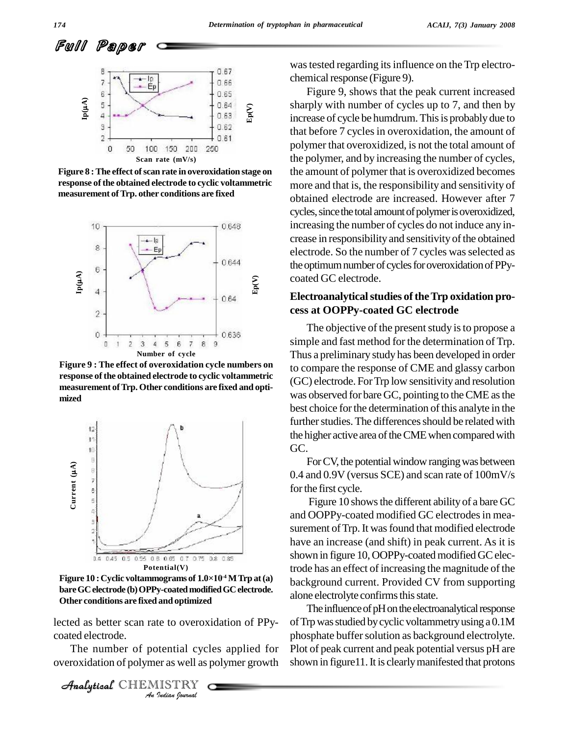**Figure 8 : The effect of scan rate in overoxidation stage on response of the obtained electrode to cyclic voltammetric measurement of Trp. other conditions are fixed**

**Figure 9 : The effect of overoxidation cycle numbers on response of the obtained electrode to cyclic voltammetric measurement of Trp. Other conditions are fixed and optimized**

**Figure 10 : Cyclic voltammograms of $1.0\times10^{-4}$ M Trp at (a) bare GC electrode (b) OPPy-coated modified GC electrode. Other conditions are fixed and optimized**

lected as better scan rate to overoxidation of PPy-coated electrode.

The number of potential cycles applied for overoxidation of polymer as well as polymer growth was tested regarding its influence on the Trp electrochemical response (Figure 9).

Figure 9, shows that the peak current increased sharply with number of cycles up to 7, and then by increase of cycle be humdrum. This is probably due to that before 7 cycles in overoxidation, the amount of polymer that overoxidized, is not the total amount of the polymer, and by increasing the number of cycles, the amount of polymer that is overoxidized becomes more and that is, the responsibility and sensitivity of obtained electrode are increased. However after 7 cycles, since the total amount of polymer is overoxidized, increasing the number of cycles do not induce any increase in responsibility and sensitivity of the obtained electrode. So the number of 7 cycles was selected as the optimum number of cycles for overoxidation of PPy-coated GC electrode.

## Electroanalytical studies of the Trp oxidation process at OOPPy-coated GC electrode

The objective of the present study is to propose a simple and fast method for the determination of Trp. Thus a preliminary study has been developed in order to compare the response of CME and glassy carbon (GC) electrode. For Trp low sensitivity and resolution was observed for bare GC, pointing to the CME as the best choice for the determination of this analyte in the further studies. The differences should be related with the higher active area of the CME when compared with GC.

For CV, the potential window ranging was between 0.4 and 0.9V (versus SCE) and scan rate of 100mV/s for the first cycle.

Figure 10 shows the different ability of a bare GC and OOPPy-coated modified GC electrodes in measurement of Trp. It was found that modified electrode have an increase (and shift) in peak current. As it is shown in figure 10, OOPPy-coated modified GC electrode has an effect of increasing the magnitude of the background current. Provided CV from supporting alone electrolyte confirms this state.

The influence of pH on the electroanalytical response of Trp was studied by cyclic voltammetry using a 0.1M phosphate buffer solution as background electrolyte. Plot of peak current and peak potential versus pH are shown in figure11. It is clearly manifested that protons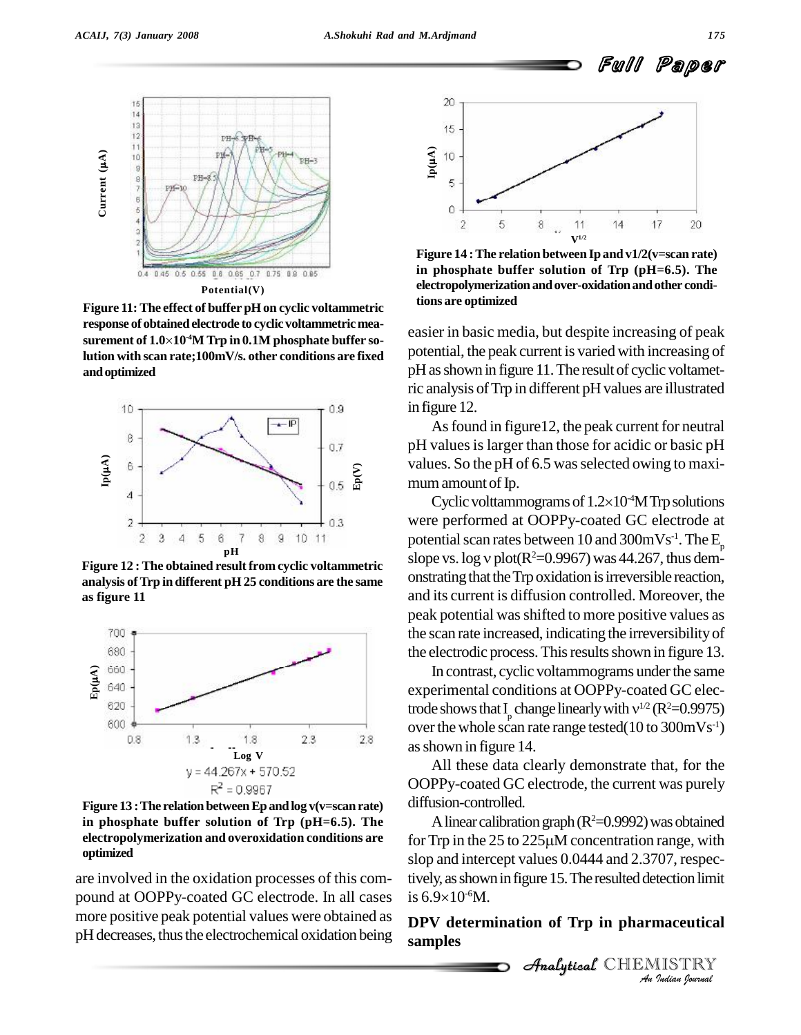Figure 11: The effect of buffer pH on cyclic voltammetric response of obtained electrode to cyclic voltammetric measurement of $1.0\times10^{-4}$M Trp in 0.1M phosphate buffer solution with scan rate;100mV/s. other conditions are fixed and optimized

Figure 12 : The obtained result from cyclic voltammetric analysis of Trp in different pH 25 conditions are the same as figure 11

$y = 44.267x + 570.52$

$R^2 = 0.9967$

Figure 13 : The relation between Ep and log v(v=scan rate) in phosphate buffer solution of Trp (pH=6.5). The electropolymerization and overoxidation conditions are optimized

are involved in the oxidation processes of this compound at OOPPy-coated GC electrode. In all cases more positive peak potential values were obtained as pH decreases, thus the electrochemical oxidation being easier in basic media, but despite increasing of peak potential, the peak current is varied with increasing of pH as shown in figure 11. The result of cyclic voltammetric analysis of Trp in different pH values are illustrated in figure 12.

Figure 14 : The relation between Ip and v1/2(v=scan rate) in phosphate buffer solution of Trp (pH=6.5). The electropolymerization and over-oxidation and other conditions are optimized

As found in figure12, the peak current for neutral pH values is larger than those for acidic or basic pH values. So the pH of 6.5 was selected owing to maximum amount of Ip.

Cyclic volttammograms of $1.2\times10^{-4}$M Trp solutions were performed at OOPPy-coated GC electrode at potential scan rates between 10 and 300mVs$^{-1}$. The $E_p$ slope vs. log $\nu$ plot($R^2$=0.9967) was 44.267, thus demonstrating that the Trp oxidation is irreversible reaction, and its current is diffusion controlled. Moreover, the peak potential was shifted to more positive values as the scan rate increased, indicating the irreversibility of the electrodic process. This results shown in figure 13.

In contrast, cyclic voltammograms under the same experimental conditions at OOPPy-coated GC electrode shows that $I_p$ change linearly with $\nu^{1/2}$ ($R^2$=0.9975) over the whole scan rate range tested(10 to 300mVs$^{-1}$) as shown in figure 14.

All these data clearly demonstrate that, for the OOPPy-coated GC electrode, the current was purely diffusion-controlled.

A linear calibration graph ($R^2$=0.9992) was obtained for Trp in the 25 to 225μM concentration range, with slop and intercept values 0.0444 and 2.3707, respectively, as shown in figure 15. The resulted detection limit is $6.9\times10^{-6}$M.

## DPV determination of Trp in pharmaceutical samples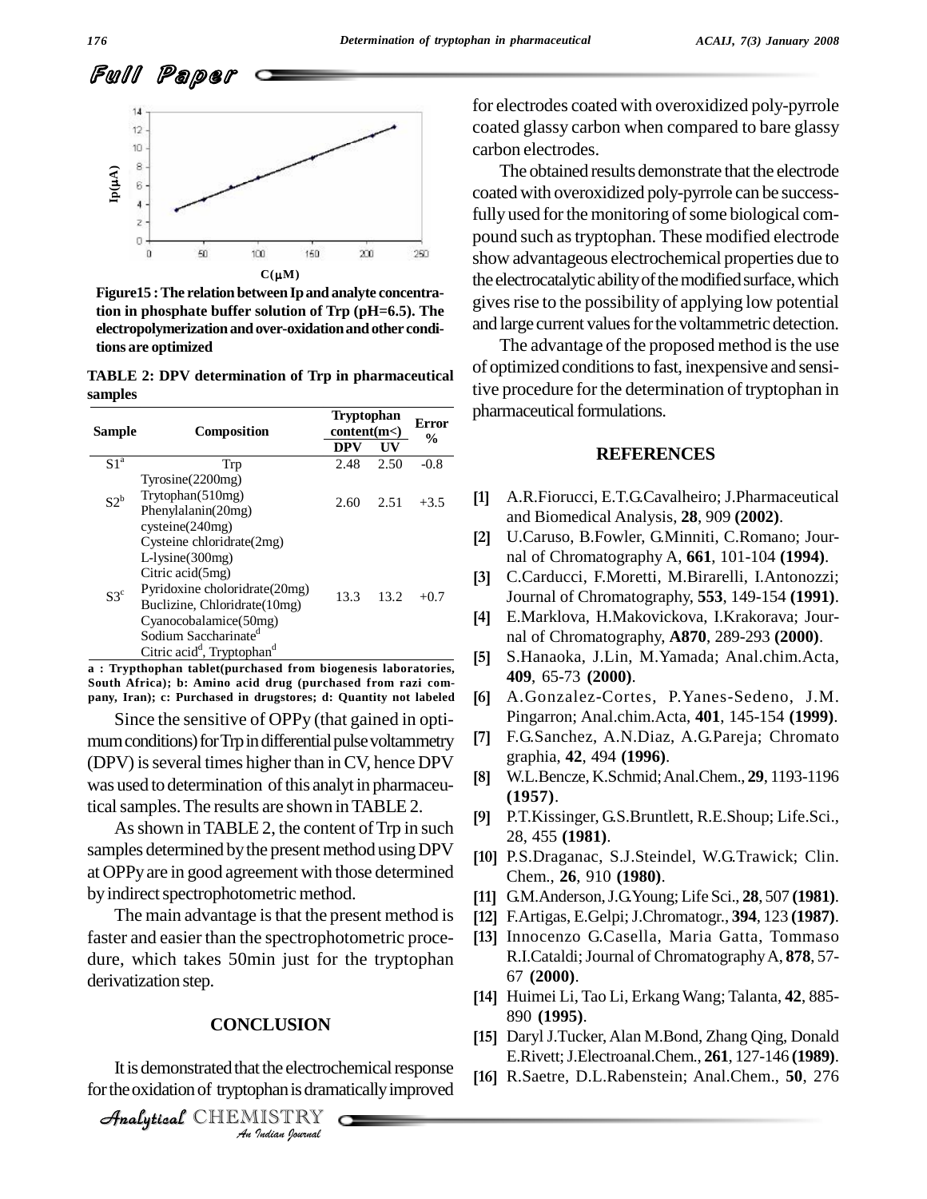Figure15 : The relation between Ip and analyte concentration in phosphate buffer solution of Trp (pH=6.5). The electropolymerization and over-oxidation and other conditions are optimized

TABLE 2: DPV determination of Trp in pharmaceutical samples

| Sample | Composition | Tryptophan content(m<) | | Error % |
|---|---|---|---|---|
| | | DPV | UV | |
| S1[a] | Trp | 2.48 | 2.50 | -0.8 |
| S2[b] | Tyrosine(2200mg) Trytophan(510mg) Phenylalanin(20mg) | 2.60 | 2.51 | +3.5 |
| S3[c] | cysteine(240mg) Cysteine chloridrate(2mg) L-lysine(300mg) Citric acid(5mg) Pyridoxine choloridrate(20mg) Buclizine, Chloridrate(10mg) Cyanocobalamice(50mg) Sodium Saccharinate[d] Citric acid[d], Tryptophan[d] | 13.3 | 13.2 | +0.7 |

a : Trypthophan tablet(purchased from biogenesis laboratories, South Africa); b: Amino acid drug (purchased from razi company, Iran); c: Purchased in drugstores; d: Quantity not labeled

Since the sensitive of OPPy (that gained in optimum conditions) for Trp in differential pulse voltammetry (DPV) is several times higher than in CV, hence DPV was used to determination of this analyt in pharmaceutical samples. The results are shown in TABLE 2.

As shown in TABLE 2, the content of Trp in such samples determined by the present method using DPV at OPPy are in good agreement with those determined by indirect spectrophotometric method.

The main advantage is that the present method is faster and easier than the spectrophotometric procedure, which takes 50min just for the tryptophan derivatization step.

## CONCLUSION

It is demonstrated that the electrochemical response for the oxidation of tryptophan is dramatically improved for electrodes coated with overoxidized poly-pyrrole coated glassy carbon when compared to bare glassy carbon electrodes.

The obtained results demonstrate that the electrode coated with overoxidized poly-pyrrole can be successfully used for the monitoring of some biological compound such as tryptophan. These modified electrode show advantageous electrochemical properties due to the electrocatalytic ability of the modified surface, which gives rise to the possibility of applying low potential and large current values for the voltammetric detection.

The advantage of the proposed method is the use of optimized conditions to fast, inexpensive and sensitive procedure for the determination of tryptophan in pharmaceutical formulations.

## REFERENCES

[1] A.R.Fiorucci, E.T.G.Cavalheiro; J.Pharmaceutical and Biomedical Analysis, **28**, 909 **(2002)**.

[2] U.Caruso, B.Fowler, G.Minniti, C.Romano; Journal of Chromatography A, **661**, 101-104 **(1994)**.

[3] C.Carducci, F.Moretti, M.Birarelli, I.Antonozzi; Journal of Chromatography, **553**, 149-154 **(1991)**.

[4] E.Marklova, H.Makovickova, I.Krakorava; Journal of Chromatography, **A870**, 289-293 **(2000)**.

[5] S.Hanaoka, J.Lin, M.Yamada; Anal.chim.Acta, **409**, 65-73 **(2000)**.

[6] A.Gonzalez-Cortes, P.Yanes-Sedeno, J.M. Pingarron; Anal.chim.Acta, **401**, 145-154 **(1999)**.

[7] F.G.Sanchez, A.N.Diaz, A.G.Pareja; Chromatographia, **42**, 494 **(1996)**.

[8] W.L.Bencze, K.Schmid; Anal.Chem., **29**, 1193-1196 **(1957)**.

[9] P.T.Kissinger, G.S.Bruntlett, R.E.Shoup; Life.Sci., 28, 455 **(1981)**.

[10] P.S.Draganac, S.J.Steindel, W.G.Trawick; Clin. Chem., **26**, 910 **(1980)**.

[11] G.M.Anderson, J.G.Young; Life Sci., **28**, 507 **(1981)**.

[12] F.Artigas, E.Gelpi; J.Chromatogr., **394**, 123 **(1987)**.

[13] Innocenzo G.Casella, Maria Gatta, Tommaso R.I.Cataldi; Journal of Chromatography A, **878**, 57-67 **(2000)**.

[14] Huimei Li, Tao Li, Erkang Wang; Talanta, **42**, 885-890 **(1995)**.

[15] Daryl J.Tucker, Alan M.Bond, Zhang Qing, Donald E.Rivett; J.Electroanal.Chem., **261**, 127-146 **(1989)**.

[16] R.Saetre, D.L.Rabenstein; Anal.Chem., **50**, 276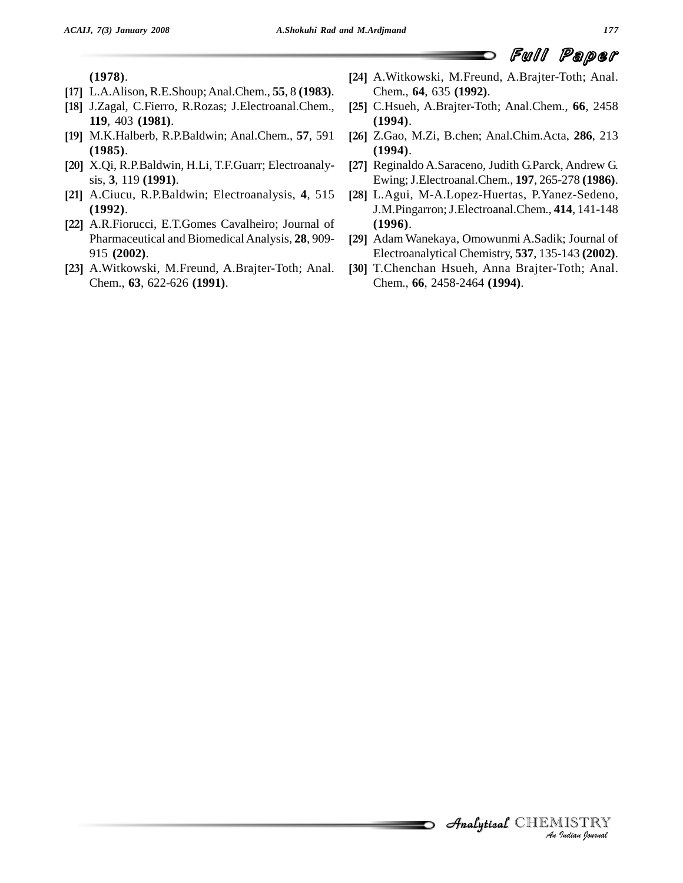**(1978)**.

[17] L.A.Alison, R.E.Shoup; Anal.Chem., **55**, 8 **(1983)**.

[18] J.Zagal, C.Fierro, R.Rozas; J.Electroanal.Chem., **119**, 403 **(1981)**.

[19] M.K.Halberb, R.P.Baldwin; Anal.Chem., **57**, 591 **(1985)**.

[20] X.Qi, R.P.Baldwin, H.Li, T.F.Guarr; Electroanalysis, **3**, 119 **(1991)**.

[21] A.Ciucu, R.P.Baldwin; Electroanalysis, **4**, 515 **(1992)**.

[22] A.R.Fiorucci, E.T.Gomes Cavalheiro; Journal of Pharmaceutical and Biomedical Analysis, **28**, 909-915 **(2002)**.

[23] A.Witkowski, M.Freund, A.Brajter-Toth; Anal. Chem., **63**, 622-626 **(1991)**.

[24] A.Witkowski, M.Freund, A.Brajter-Toth; Anal. Chem., **64**, 635 **(1992)**.

[25] C.Hsueh, A.Brajter-Toth; Anal.Chem., **66**, 2458 **(1994)**.

[26] Z.Gao, M.Zi, B.chen; Anal.Chim.Acta, **286**, 213 **(1994)**.

[27] Reginaldo A.Saraceno, Judith G.Parck, Andrew G. Ewing; J.Electroanal.Chem., **197**, 265-278 **(1986)**.

[28] L.Agui, M-A.Lopez-Huertas, P.Yanez-Sedeno, J.M.Pingarron; J.Electroanal.Chem., **414**, 141-148 **(1996)**.

[29] Adam Wanekaya, Omowunmi A.Sadik; Journal of Electroanalytical Chemistry, **537**, 135-143 **(2002)**.

[30] T.Chenchan Hsueh, Anna Brajter-Toth; Anal. Chem., **66**, 2458-2464 **(1994)**.